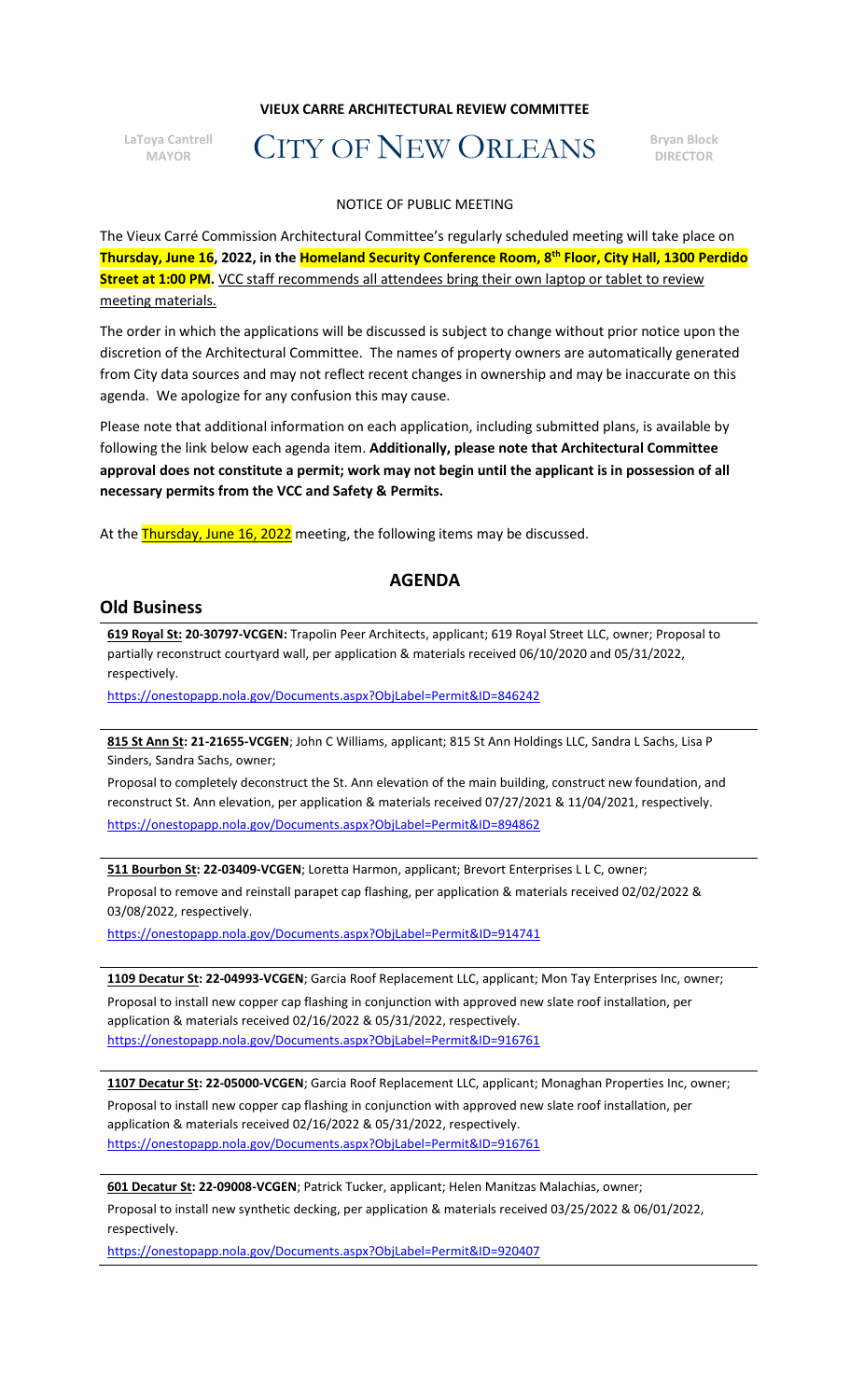**VIEUX CARRE ARCHITECTURAL REVIEW COMMITTEE**

LaToya Cantrell
MAYOR

# CITY OF NEW ORLEANS

Bryan Block
DIRECTOR

NOTICE OF PUBLIC MEETING

The Vieux Carré Commission Architectural Committee's regularly scheduled meeting will take place on **Thursday, June 16, 2022, in the Homeland Security Conference Room, 8th Floor, City Hall, 1300 Perdido Street at 1:00 PM.** VCC staff recommends all attendees bring their own laptop or tablet to review meeting materials.

The order in which the applications will be discussed is subject to change without prior notice upon the discretion of the Architectural Committee. The names of property owners are automatically generated from City data sources and may not reflect recent changes in ownership and may be inaccurate on this agenda. We apologize for any confusion this may cause.

Please note that additional information on each application, including submitted plans, is available by following the link below each agenda item. **Additionally, please note that Architectural Committee approval does not constitute a permit; work may not begin until the applicant is in possession of all necessary permits from the VCC and Safety & Permits.**

At the Thursday, June 16, 2022 meeting, the following items may be discussed.

## AGENDA

## Old Business

**619 Royal St: 20-30797-VCGEN:** Trapolin Peer Architects, applicant; 619 Royal Street LLC, owner; Proposal to partially reconstruct courtyard wall, per application & materials received 06/10/2020 and 05/31/2022, respectively.

https://onestopapp.nola.gov/Documents.aspx?ObjLabel=Permit&ID=846242

**815 St Ann St: 21-21655-VCGEN**; John C Williams, applicant; 815 St Ann Holdings LLC, Sandra L Sachs, Lisa P Sinders, Sandra Sachs, owner;

Proposal to completely deconstruct the St. Ann elevation of the main building, construct new foundation, and reconstruct St. Ann elevation, per application & materials received 07/27/2021 & 11/04/2021, respectively.

https://onestopapp.nola.gov/Documents.aspx?ObjLabel=Permit&ID=894862

**511 Bourbon St: 22-03409-VCGEN**; Loretta Harmon, applicant; Brevort Enterprises L L C, owner;

Proposal to remove and reinstall parapet cap flashing, per application & materials received 02/02/2022 & 03/08/2022, respectively.

https://onestopapp.nola.gov/Documents.aspx?ObjLabel=Permit&ID=914741

**1109 Decatur St: 22-04993-VCGEN**; Garcia Roof Replacement LLC, applicant; Mon Tay Enterprises Inc, owner;

Proposal to install new copper cap flashing in conjunction with approved new slate roof installation, per application & materials received 02/16/2022 & 05/31/2022, respectively.

https://onestopapp.nola.gov/Documents.aspx?ObjLabel=Permit&ID=916761

**1107 Decatur St: 22-05000-VCGEN**; Garcia Roof Replacement LLC, applicant; Monaghan Properties Inc, owner;

Proposal to install new copper cap flashing in conjunction with approved new slate roof installation, per application & materials received 02/16/2022 & 05/31/2022, respectively.

https://onestopapp.nola.gov/Documents.aspx?ObjLabel=Permit&ID=916761

**601 Decatur St: 22-09008-VCGEN**; Patrick Tucker, applicant; Helen Manitzas Malachias, owner;

Proposal to install new synthetic decking, per application & materials received 03/25/2022 & 06/01/2022, respectively.

https://onestopapp.nola.gov/Documents.aspx?ObjLabel=Permit&ID=920407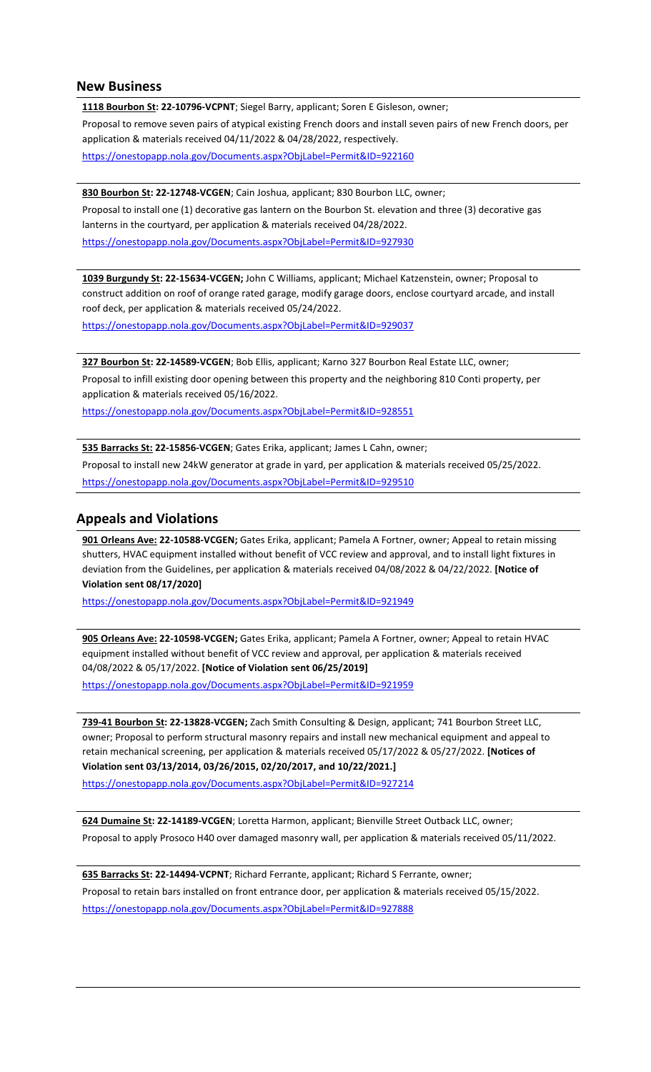## New Business

**1118 Bourbon St: 22-10796-VCPNT**; Siegel Barry, applicant; Soren E Gisleson, owner;

Proposal to remove seven pairs of atypical existing French doors and install seven pairs of new French doors, per application & materials received 04/11/2022 & 04/28/2022, respectively.

https://onestopapp.nola.gov/Documents.aspx?ObjLabel=Permit&ID=922160

**830 Bourbon St: 22-12748-VCGEN**; Cain Joshua, applicant; 830 Bourbon LLC, owner;

Proposal to install one (1) decorative gas lantern on the Bourbon St. elevation and three (3) decorative gas lanterns in the courtyard, per application & materials received 04/28/2022.

https://onestopapp.nola.gov/Documents.aspx?ObjLabel=Permit&ID=927930

**1039 Burgundy St: 22-15634-VCGEN;** John C Williams, applicant; Michael Katzenstein, owner; Proposal to construct addition on roof of orange rated garage, modify garage doors, enclose courtyard arcade, and install roof deck, per application & materials received 05/24/2022.

https://onestopapp.nola.gov/Documents.aspx?ObjLabel=Permit&ID=929037

**327 Bourbon St: 22-14589-VCGEN**; Bob Ellis, applicant; Karno 327 Bourbon Real Estate LLC, owner;

Proposal to infill existing door opening between this property and the neighboring 810 Conti property, per application & materials received 05/16/2022.

https://onestopapp.nola.gov/Documents.aspx?ObjLabel=Permit&ID=928551

**535 Barracks St: 22-15856-VCGEN**; Gates Erika, applicant; James L Cahn, owner;

Proposal to install new 24kW generator at grade in yard, per application & materials received 05/25/2022.

https://onestopapp.nola.gov/Documents.aspx?ObjLabel=Permit&ID=929510

## Appeals and Violations

**901 Orleans Ave: 22-10588-VCGEN;** Gates Erika, applicant; Pamela A Fortner, owner; Appeal to retain missing shutters, HVAC equipment installed without benefit of VCC review and approval, and to install light fixtures in deviation from the Guidelines, per application & materials received 04/08/2022 & 04/22/2022. **[Notice of Violation sent 08/17/2020]**

https://onestopapp.nola.gov/Documents.aspx?ObjLabel=Permit&ID=921949

**905 Orleans Ave: 22-10598-VCGEN;** Gates Erika, applicant; Pamela A Fortner, owner; Appeal to retain HVAC equipment installed without benefit of VCC review and approval, per application & materials received 04/08/2022 & 05/17/2022. **[Notice of Violation sent 06/25/2019]**

https://onestopapp.nola.gov/Documents.aspx?ObjLabel=Permit&ID=921959

**739-41 Bourbon St: 22-13828-VCGEN;** Zach Smith Consulting & Design, applicant; 741 Bourbon Street LLC, owner; Proposal to perform structural masonry repairs and install new mechanical equipment and appeal to retain mechanical screening, per application & materials received 05/17/2022 & 05/27/2022. **[Notices of Violation sent 03/13/2014, 03/26/2015, 02/20/2017, and 10/22/2021.]**

https://onestopapp.nola.gov/Documents.aspx?ObjLabel=Permit&ID=927214

**624 Dumaine St: 22-14189-VCGEN**; Loretta Harmon, applicant; Bienville Street Outback LLC, owner;

Proposal to apply Prosoco H40 over damaged masonry wall, per application & materials received 05/11/2022.

**635 Barracks St: 22-14494-VCPNT**; Richard Ferrante, applicant; Richard S Ferrante, owner;

Proposal to retain bars installed on front entrance door, per application & materials received 05/15/2022.

https://onestopapp.nola.gov/Documents.aspx?ObjLabel=Permit&ID=927888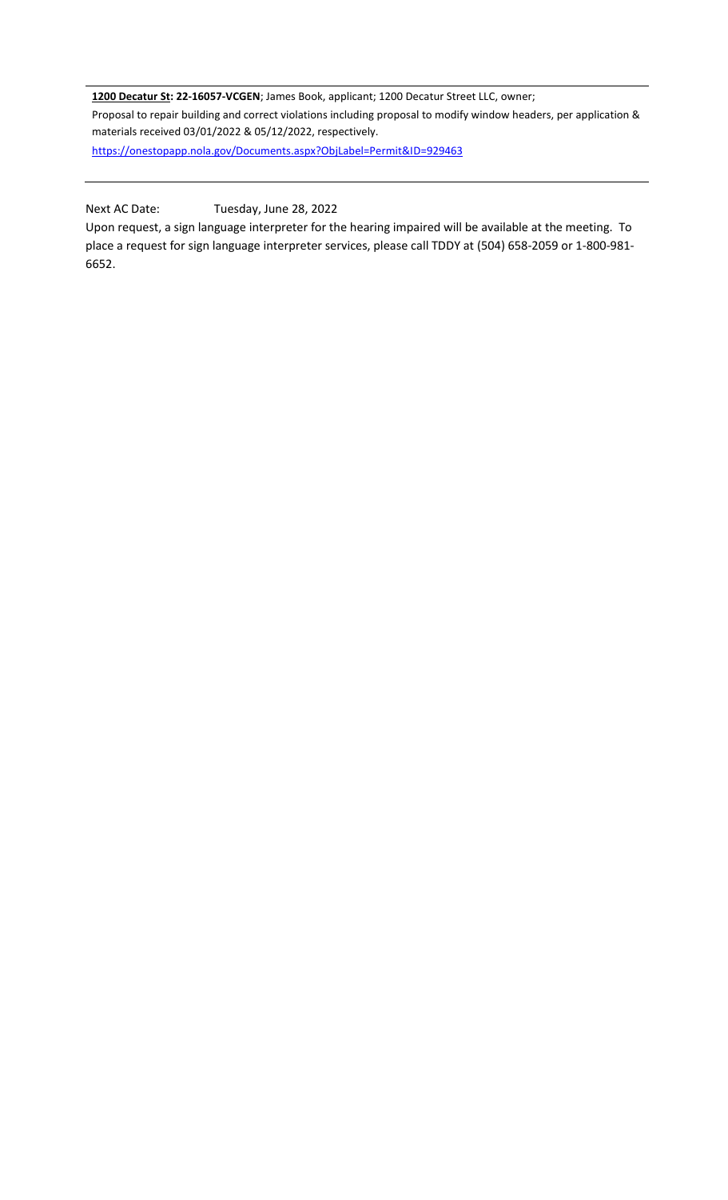---

**1200 Decatur St: 22-16057-VCGEN**; James Book, applicant; 1200 Decatur Street LLC, owner;

Proposal to repair building and correct violations including proposal to modify window headers, per application & materials received 03/01/2022 & 05/12/2022, respectively.

https://onestopapp.nola.gov/Documents.aspx?ObjLabel=Permit&ID=929463

---

Next AC Date: Tuesday, June 28, 2022

Upon request, a sign language interpreter for the hearing impaired will be available at the meeting. To place a request for sign language interpreter services, please call TDDY at (504) 658-2059 or 1-800-981-6652.